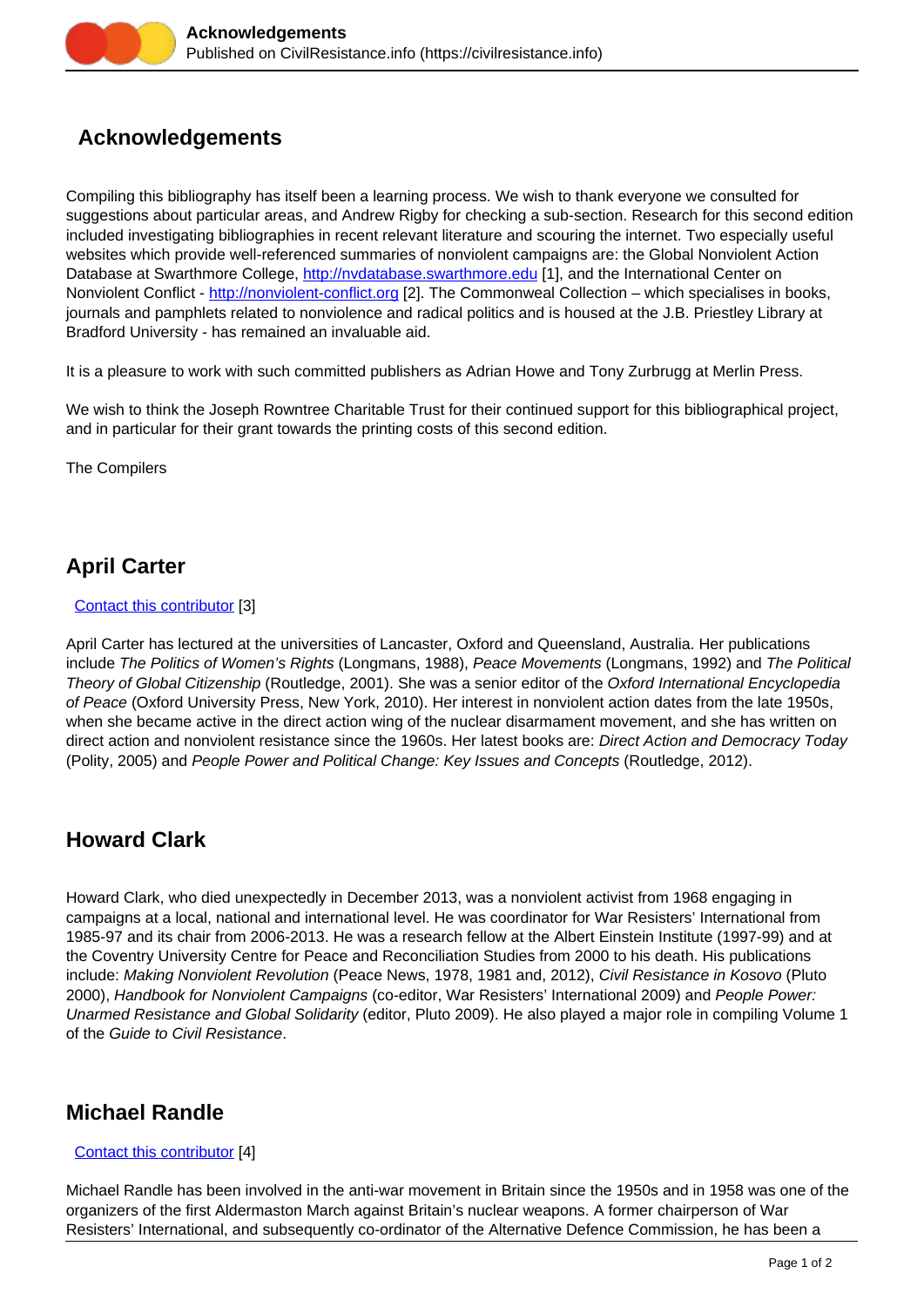# Acknowledgements

Compiling this bibliography has itself been a learning process. We wish to thank everyone we consulted for suggestions about particular areas, and Andrew Rigby for checking a sub-section. Research for this second edition included investigating bibliographies in recent relevant literature and scouring the internet. Two especially useful websites which provide well-referenced summaries of nonviolent campaigns are: the Global Nonviolent Action Database at Swarthmore College, http://nvdatabase.swarthmore.edu [1], and the International Center on Nonviolent Conflict - http://nonviolent-conflict.org [2]. The Commonweal Collection – which specialises in books, journals and pamphlets related to nonviolence and radical politics and is housed at the J.B. Priestley Library at Bradford University - has remained an invaluable aid.

It is a pleasure to work with such committed publishers as Adrian Howe and Tony Zurbrugg at Merlin Press.

We wish to think the Joseph Rowntree Charitable Trust for their continued support for this bibliographical project, and in particular for their grant towards the printing costs of this second edition.

The Compilers

## April Carter

Contact this contributor [3]

April Carter has lectured at the universities of Lancaster, Oxford and Queensland, Australia. Her publications include *The Politics of Women's Rights* (Longmans, 1988), *Peace Movements* (Longmans, 1992) and *The Political Theory of Global Citizenship* (Routledge, 2001). She was a senior editor of the *Oxford International Encyclopedia of Peace* (Oxford University Press, New York, 2010). Her interest in nonviolent action dates from the late 1950s, when she became active in the direct action wing of the nuclear disarmament movement, and she has written on direct action and nonviolent resistance since the 1960s. Her latest books are: *Direct Action and Democracy Today* (Polity, 2005) and *People Power and Political Change: Key Issues and Concepts* (Routledge, 2012).

## Howard Clark

Howard Clark, who died unexpectedly in December 2013, was a nonviolent activist from 1968 engaging in campaigns at a local, national and international level. He was coordinator for War Resisters' International from 1985-97 and its chair from 2006-2013. He was a research fellow at the Albert Einstein Institute (1997-99) and at the Coventry University Centre for Peace and Reconciliation Studies from 2000 to his death. His publications include: *Making Nonviolent Revolution* (Peace News, 1978, 1981 and, 2012), *Civil Resistance in Kosovo* (Pluto 2000), *Handbook for Nonviolent Campaigns* (co-editor, War Resisters' International 2009) and *People Power: Unarmed Resistance and Global Solidarity* (editor, Pluto 2009). He also played a major role in compiling Volume 1 of the *Guide to Civil Resistance*.

## Michael Randle

Contact this contributor [4]

Michael Randle has been involved in the anti-war movement in Britain since the 1950s and in 1958 was one of the organizers of the first Aldermaston March against Britain's nuclear weapons. A former chairperson of War Resisters' International, and subsequently co-ordinator of the Alternative Defence Commission, he has been a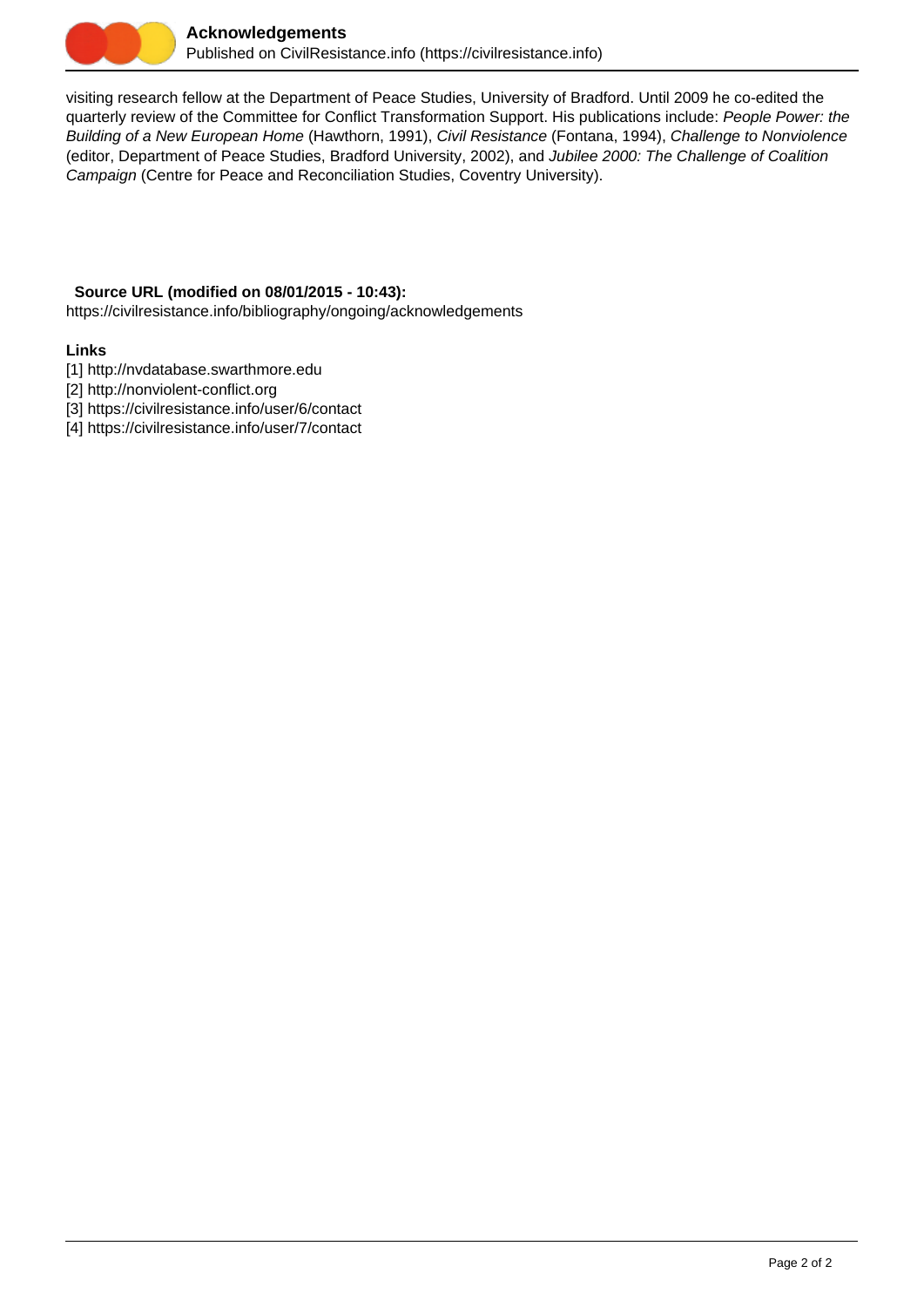visiting research fellow at the Department of Peace Studies, University of Bradford. Until 2009 he co-edited the quarterly review of the Committee for Conflict Transformation Support. His publications include: *People Power: the Building of a New European Home* (Hawthorn, 1991), *Civil Resistance* (Fontana, 1994), *Challenge to Nonviolence* (editor, Department of Peace Studies, Bradford University, 2002), and *Jubilee 2000: The Challenge of Coalition Campaign* (Centre for Peace and Reconciliation Studies, Coventry University).

**Source URL (modified on 08/01/2015 - 10:43):**
https://civilresistance.info/bibliography/ongoing/acknowledgements

**Links**
[1] http://nvdatabase.swarthmore.edu
[2] http://nonviolent-conflict.org
[3] https://civilresistance.info/user/6/contact
[4] https://civilresistance.info/user/7/contact